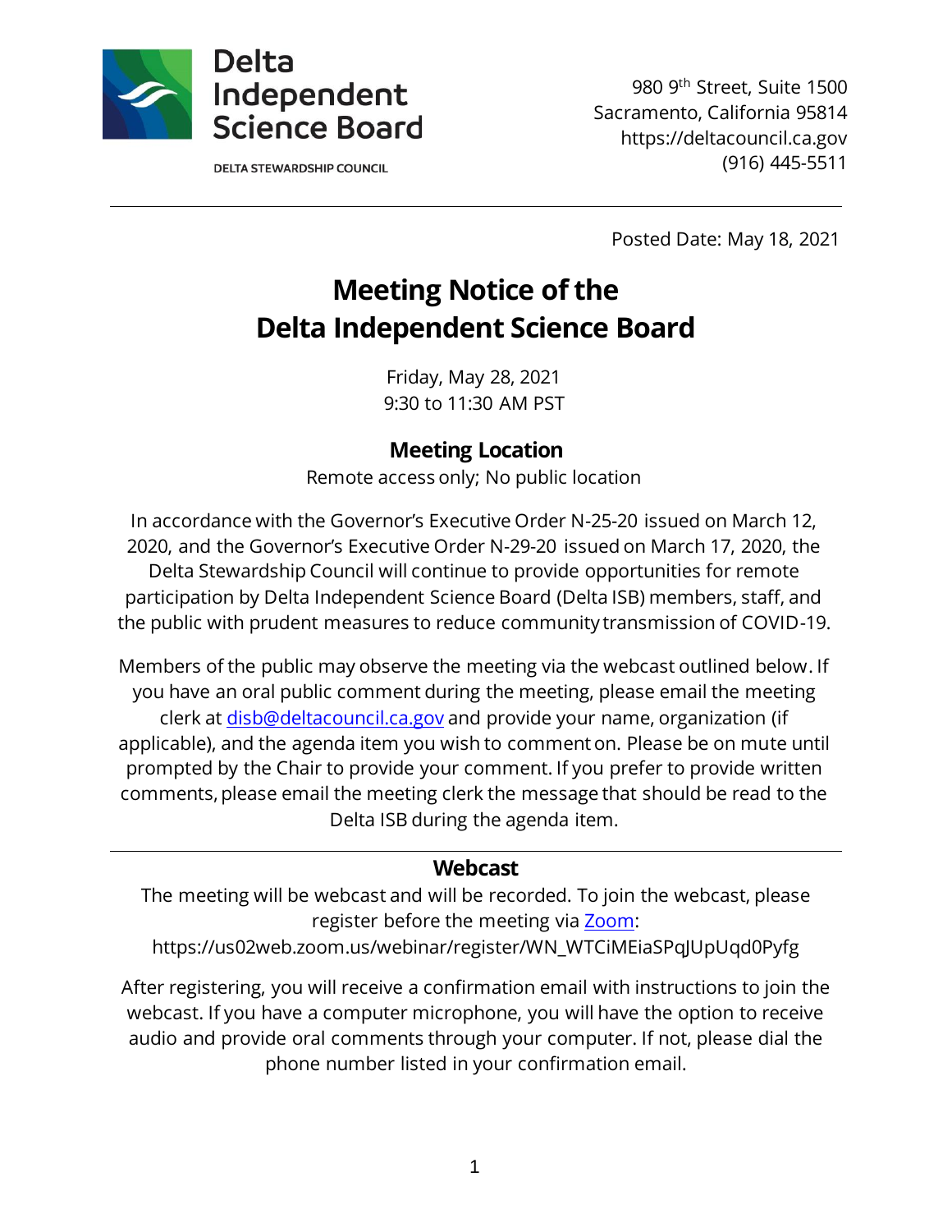Delta Independent Science Board

DELTA STEWARDSHIP COUNCIL

980 9th Street, Suite 1500
Sacramento, California 95814
https://deltacouncil.ca.gov
(916) 445-5511

Posted Date: May 18, 2021

# Meeting Notice of the Delta Independent Science Board

Friday, May 28, 2021
9:30 to 11:30 AM PST

## Meeting Location

Remote access only; No public location

In accordance with the Governor's Executive Order N-25-20 issued on March 12, 2020, and the Governor's Executive Order N-29-20 issued on March 17, 2020, the Delta Stewardship Council will continue to provide opportunities for remote participation by Delta Independent Science Board (Delta ISB) members, staff, and the public with prudent measures to reduce community transmission of COVID-19.

Members of the public may observe the meeting via the webcast outlined below. If you have an oral public comment during the meeting, please email the meeting clerk at disb@deltacouncil.ca.gov and provide your name, organization (if applicable), and the agenda item you wish to comment on. Please be on mute until prompted by the Chair to provide your comment. If you prefer to provide written comments, please email the meeting clerk the message that should be read to the Delta ISB during the agenda item.

## Webcast

The meeting will be webcast and will be recorded. To join the webcast, please register before the meeting via Zoom:
https://us02web.zoom.us/webinar/register/WN_WTCiMEiaSPqJUpUqd0Pyfg

After registering, you will receive a confirmation email with instructions to join the webcast. If you have a computer microphone, you will have the option to receive audio and provide oral comments through your computer. If not, please dial the phone number listed in your confirmation email.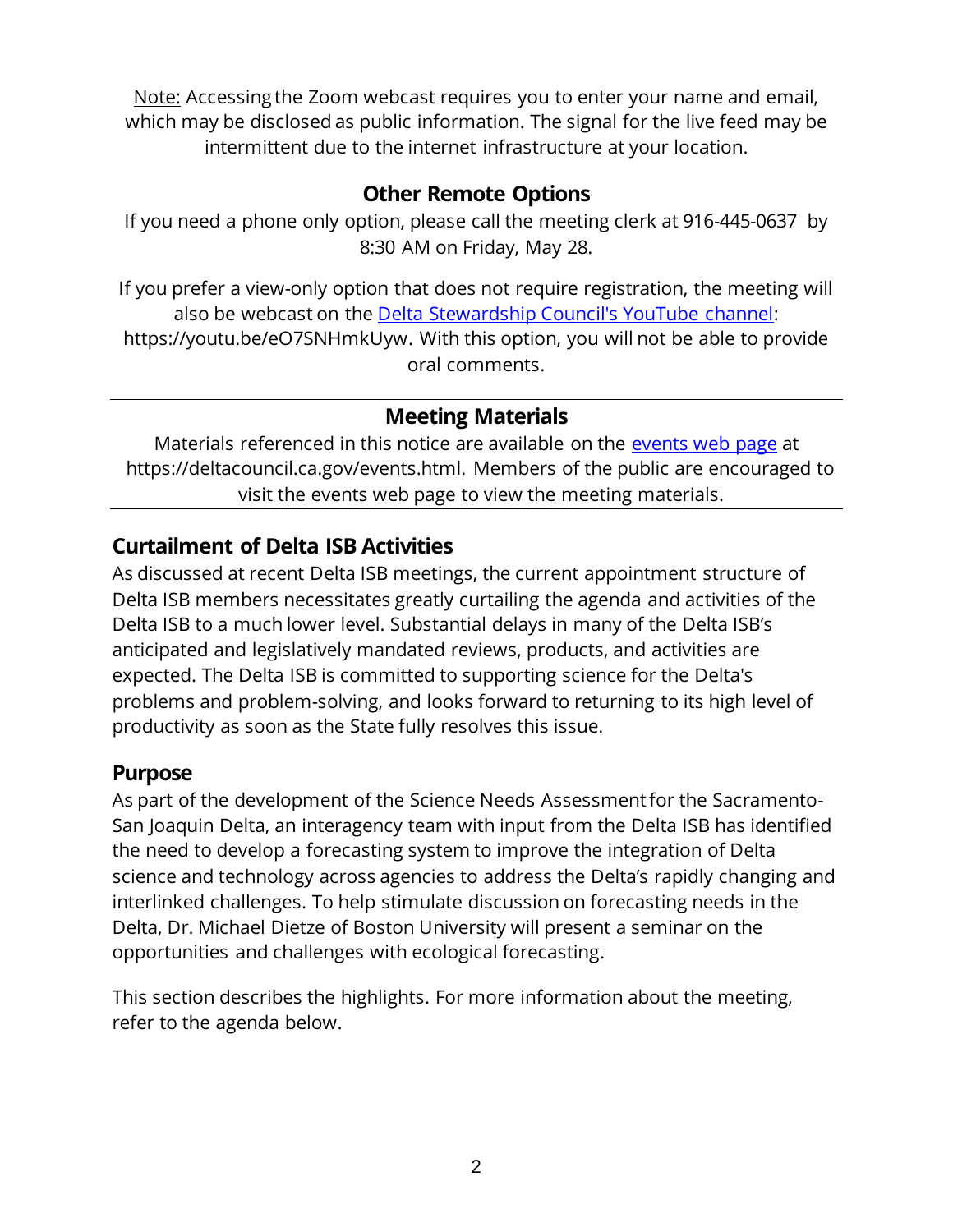Note: Accessing the Zoom webcast requires you to enter your name and email, which may be disclosed as public information. The signal for the live feed may be intermittent due to the internet infrastructure at your location.

## Other Remote Options

If you need a phone only option, please call the meeting clerk at 916-445-0637 by 8:30 AM on Friday, May 28.

If you prefer a view-only option that does not require registration, the meeting will also be webcast on the [Delta Stewardship Council's YouTube channel](https://youtu.be/eO7SNHmkUyw): https://youtu.be/eO7SNHmkUyw. With this option, you will not be able to provide oral comments.

---

## Meeting Materials

Materials referenced in this notice are available on the [events web page](https://deltacouncil.ca.gov/events.html) at https://deltacouncil.ca.gov/events.html. Members of the public are encouraged to visit the events web page to view the meeting materials.

---

## Curtailment of Delta ISB Activities

As discussed at recent Delta ISB meetings, the current appointment structure of Delta ISB members necessitates greatly curtailing the agenda and activities of the Delta ISB to a much lower level. Substantial delays in many of the Delta ISB's anticipated and legislatively mandated reviews, products, and activities are expected. The Delta ISB is committed to supporting science for the Delta's problems and problem-solving, and looks forward to returning to its high level of productivity as soon as the State fully resolves this issue.

## Purpose

As part of the development of the Science Needs Assessment for the Sacramento-San Joaquin Delta, an interagency team with input from the Delta ISB has identified the need to develop a forecasting system to improve the integration of Delta science and technology across agencies to address the Delta's rapidly changing and interlinked challenges. To help stimulate discussion on forecasting needs in the Delta, Dr. Michael Dietze of Boston University will present a seminar on the opportunities and challenges with ecological forecasting.

This section describes the highlights. For more information about the meeting, refer to the agenda below.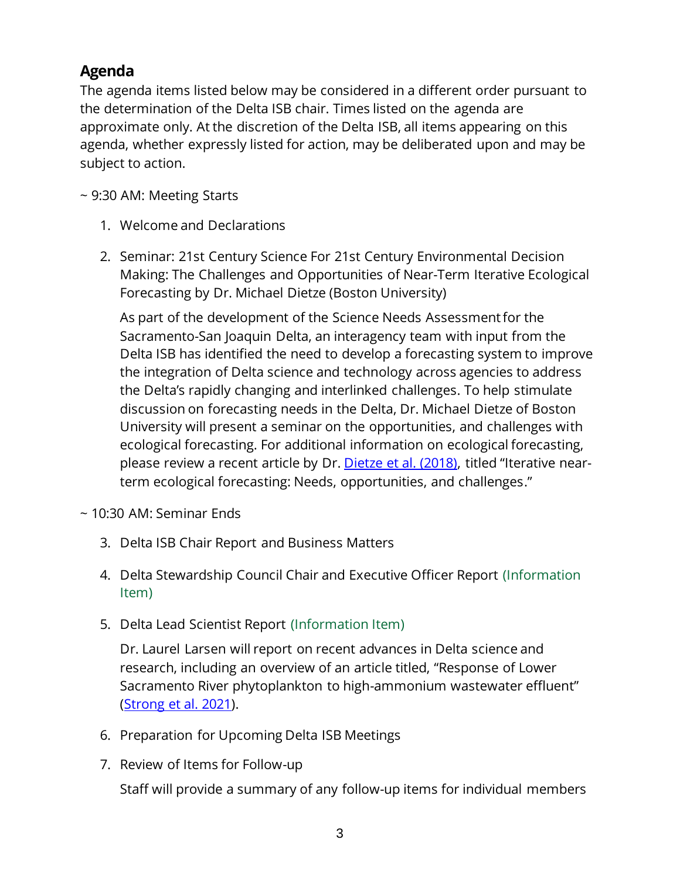## Agenda

The agenda items listed below may be considered in a different order pursuant to the determination of the Delta ISB chair. Times listed on the agenda are approximate only. At the discretion of the Delta ISB, all items appearing on this agenda, whether expressly listed for action, may be deliberated upon and may be subject to action.

~ 9:30 AM: Meeting Starts

1. Welcome and Declarations

2. Seminar: 21st Century Science For 21st Century Environmental Decision Making: The Challenges and Opportunities of Near-Term Iterative Ecological Forecasting by Dr. Michael Dietze (Boston University)

   As part of the development of the Science Needs Assessment for the Sacramento-San Joaquin Delta, an interagency team with input from the Delta ISB has identified the need to develop a forecasting system to improve the integration of Delta science and technology across agencies to address the Delta's rapidly changing and interlinked challenges. To help stimulate discussion on forecasting needs in the Delta, Dr. Michael Dietze of Boston University will present a seminar on the opportunities, and challenges with ecological forecasting. For additional information on ecological forecasting, please review a recent article by Dr. Dietze et al. (2018), titled "Iterative near-term ecological forecasting: Needs, opportunities, and challenges."

~ 10:30 AM: Seminar Ends

3. Delta ISB Chair Report and Business Matters

4. Delta Stewardship Council Chair and Executive Officer Report (Information Item)

5. Delta Lead Scientist Report (Information Item)

   Dr. Laurel Larsen will report on recent advances in Delta science and research, including an overview of an article titled, "Response of Lower Sacramento River phytoplankton to high-ammonium wastewater effluent" (Strong et al. 2021).

6. Preparation for Upcoming Delta ISB Meetings

7. Review of Items for Follow-up

   Staff will provide a summary of any follow-up items for individual members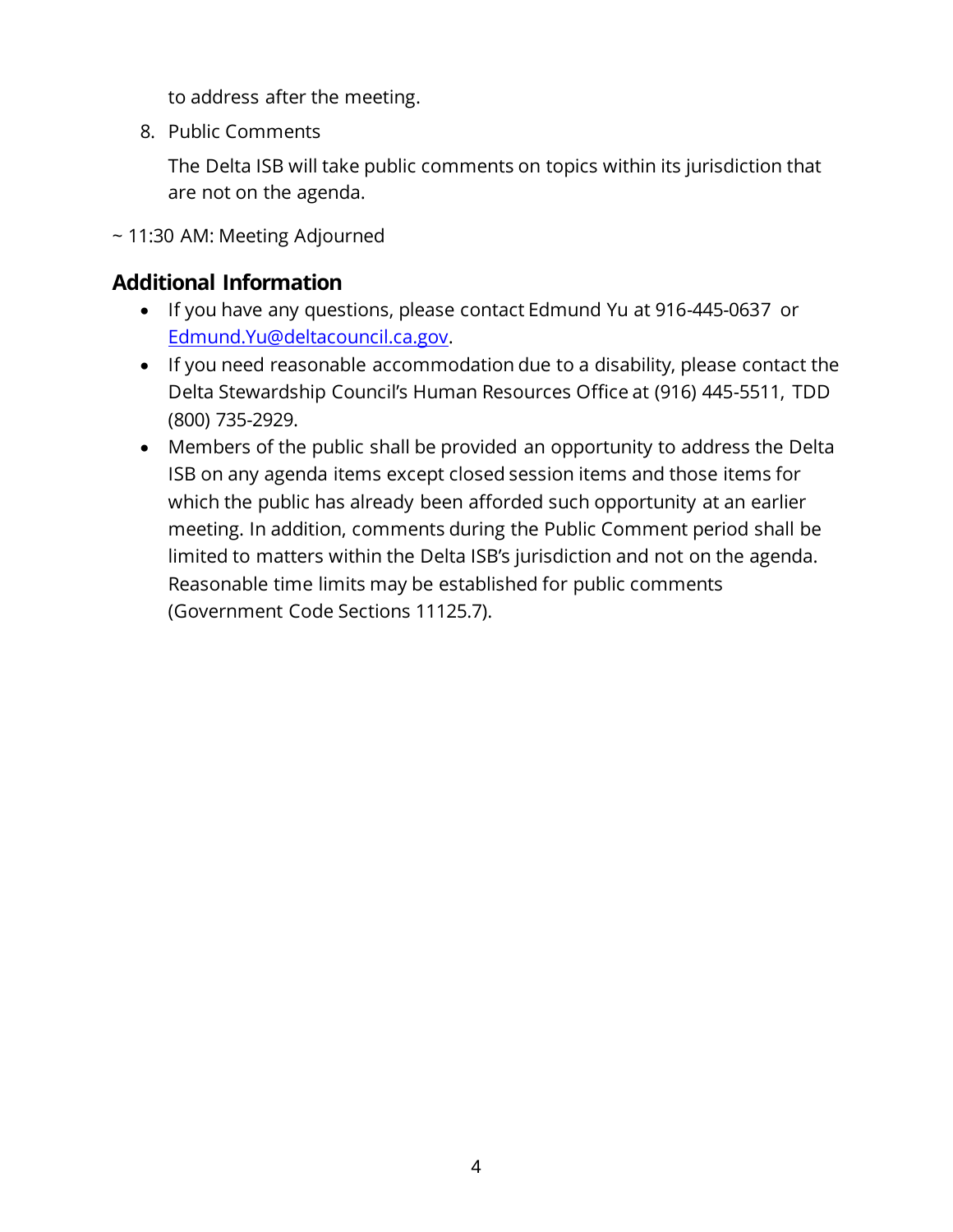to address after the meeting.

8. Public Comments

   The Delta ISB will take public comments on topics within its jurisdiction that are not on the agenda.

~ 11:30 AM: Meeting Adjourned

## Additional Information

- If you have any questions, please contact Edmund Yu at 916-445-0637 or [Edmund.Yu@deltacouncil.ca.gov](mailto:Edmund.Yu@deltacouncil.ca.gov).
- If you need reasonable accommodation due to a disability, please contact the Delta Stewardship Council's Human Resources Office at (916) 445-5511, TDD (800) 735-2929.
- Members of the public shall be provided an opportunity to address the Delta ISB on any agenda items except closed session items and those items for which the public has already been afforded such opportunity at an earlier meeting. In addition, comments during the Public Comment period shall be limited to matters within the Delta ISB's jurisdiction and not on the agenda. Reasonable time limits may be established for public comments (Government Code Sections 11125.7).